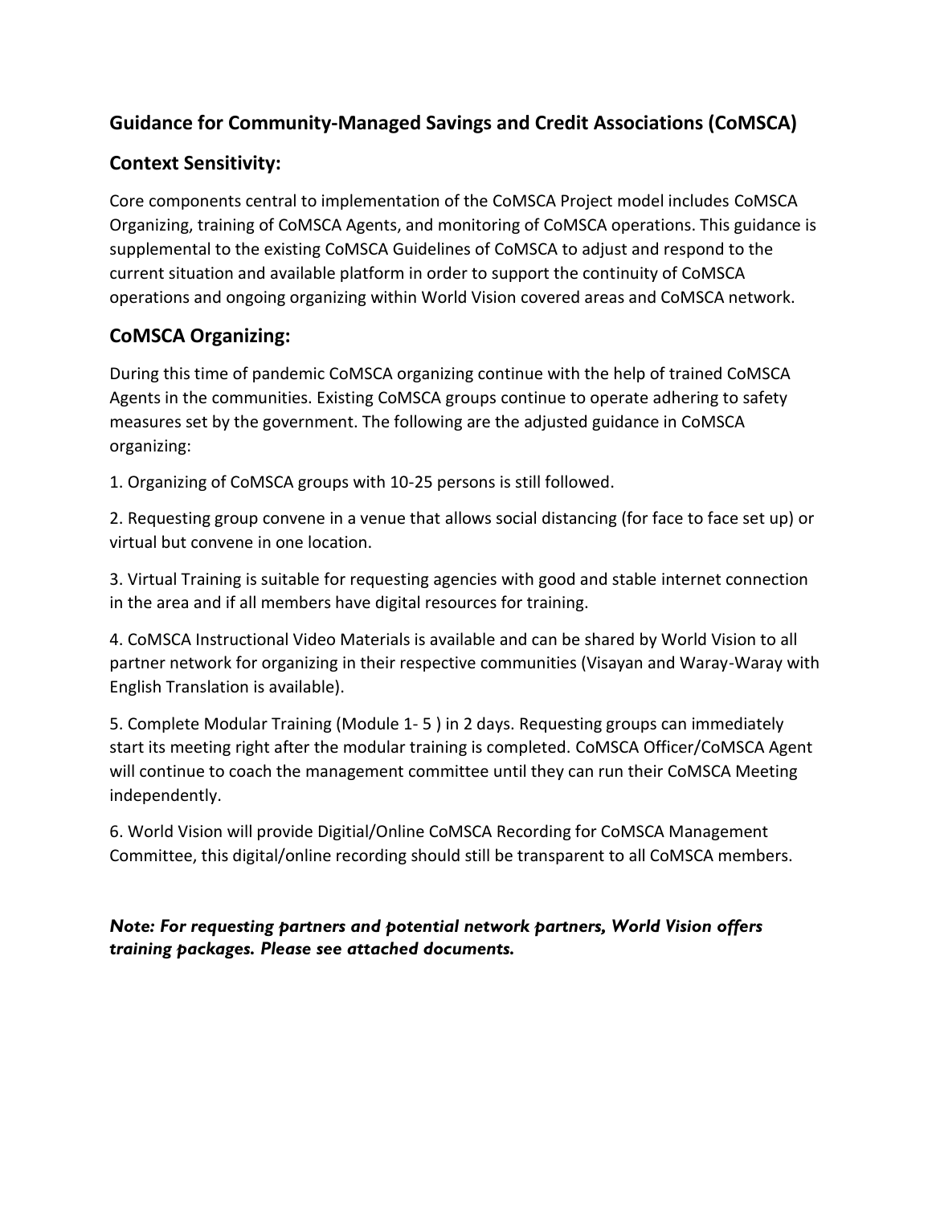## Guidance for Community-Managed Savings and Credit Associations (CoMSCA)

## Context Sensitivity:

Core components central to implementation of the CoMSCA Project model includes CoMSCA Organizing, training of CoMSCA Agents, and monitoring of CoMSCA operations. This guidance is supplemental to the existing CoMSCA Guidelines of CoMSCA to adjust and respond to the current situation and available platform in order to support the continuity of CoMSCA operations and ongoing organizing within World Vision covered areas and CoMSCA network.

## CoMSCA Organizing:

During this time of pandemic CoMSCA organizing continue with the help of trained CoMSCA Agents in the communities. Existing CoMSCA groups continue to operate adhering to safety measures set by the government. The following are the adjusted guidance in CoMSCA organizing:

1. Organizing of CoMSCA groups with 10-25 persons is still followed.

2. Requesting group convene in a venue that allows social distancing (for face to face set up) or virtual but convene in one location.

3. Virtual Training is suitable for requesting agencies with good and stable internet connection in the area and if all members have digital resources for training.

4. CoMSCA Instructional Video Materials is available and can be shared by World Vision to all partner network for organizing in their respective communities (Visayan and Waray-Waray with English Translation is available).

5. Complete Modular Training (Module 1- 5 ) in 2 days. Requesting groups can immediately start its meeting right after the modular training is completed. CoMSCA Officer/CoMSCA Agent will continue to coach the management committee until they can run their CoMSCA Meeting independently.

6. World Vision will provide Digitial/Online CoMSCA Recording for CoMSCA Management Committee, this digital/online recording should still be transparent to all CoMSCA members.

***Note: For requesting partners and potential network partners, World Vision offers training packages. Please see attached documents.***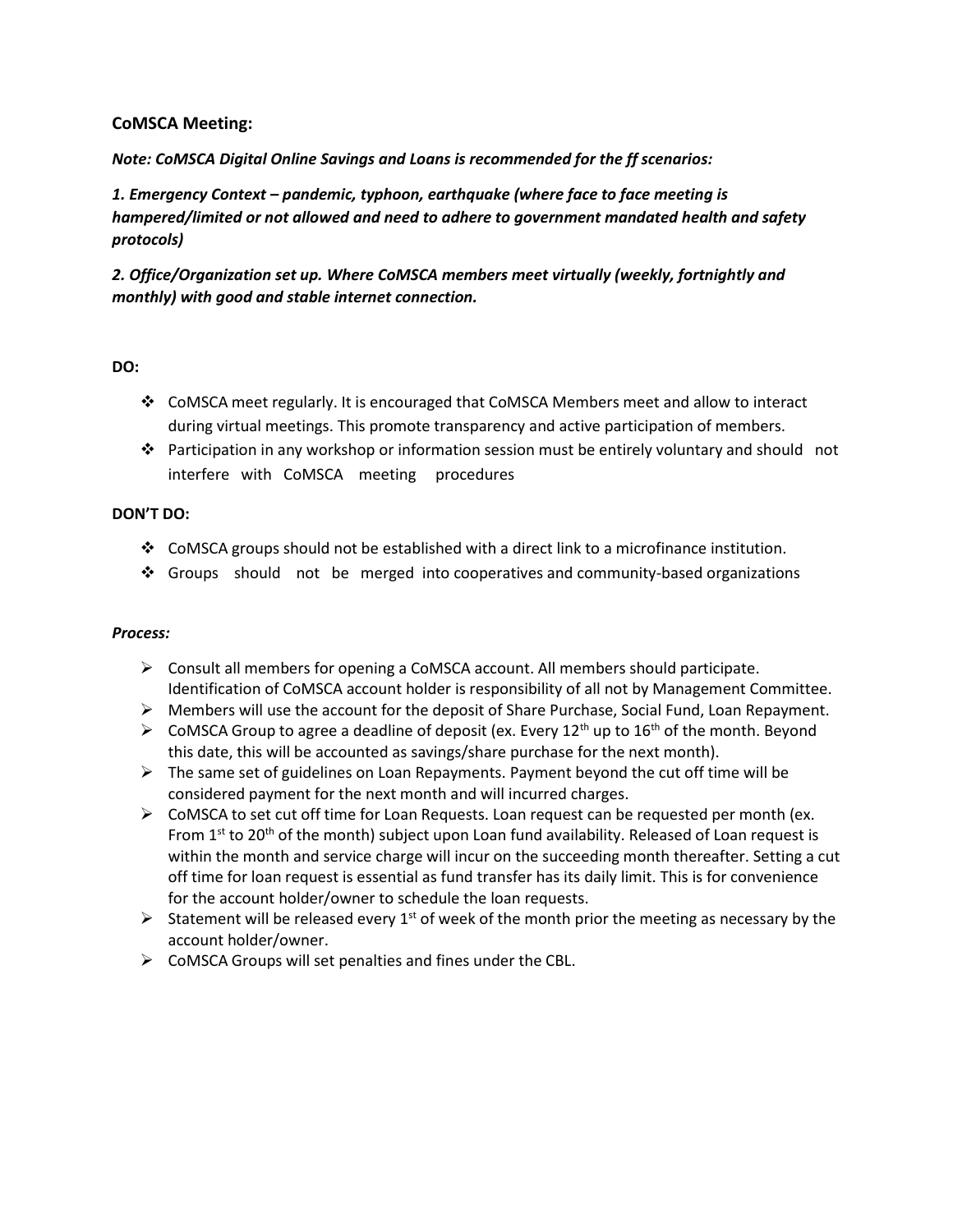### CoMSCA Meeting:

***Note: CoMSCA Digital Online Savings and Loans is recommended for the ff scenarios:***

***1. Emergency Context – pandemic, typhoon, earthquake (where face to face meeting is hampered/limited or not allowed and need to adhere to government mandated health and safety protocols)***

***2. Office/Organization set up. Where CoMSCA members meet virtually (weekly, fortnightly and monthly) with good and stable internet connection.***

**DO:**

- CoMSCA meet regularly. It is encouraged that CoMSCA Members meet and allow to interact during virtual meetings. This promote transparency and active participation of members.
- Participation in any workshop or information session must be entirely voluntary and should not interfere with CoMSCA meeting procedures

**DON'T DO:**

- CoMSCA groups should not be established with a direct link to a microfinance institution.
- Groups should not be merged into cooperatives and community-based organizations

***Process:***

- Consult all members for opening a CoMSCA account. All members should participate. Identification of CoMSCA account holder is responsibility of all not by Management Committee.
- Members will use the account for the deposit of Share Purchase, Social Fund, Loan Repayment.
- CoMSCA Group to agree a deadline of deposit (ex. Every 12th up to 16th of the month. Beyond this date, this will be accounted as savings/share purchase for the next month).
- The same set of guidelines on Loan Repayments. Payment beyond the cut off time will be considered payment for the next month and will incurred charges.
- CoMSCA to set cut off time for Loan Requests. Loan request can be requested per month (ex. From 1st to 20th of the month) subject upon Loan fund availability. Released of Loan request is within the month and service charge will incur on the succeeding month thereafter. Setting a cut off time for loan request is essential as fund transfer has its daily limit. This is for convenience for the account holder/owner to schedule the loan requests.
- Statement will be released every 1st of week of the month prior the meeting as necessary by the account holder/owner.
- CoMSCA Groups will set penalties and fines under the CBL.